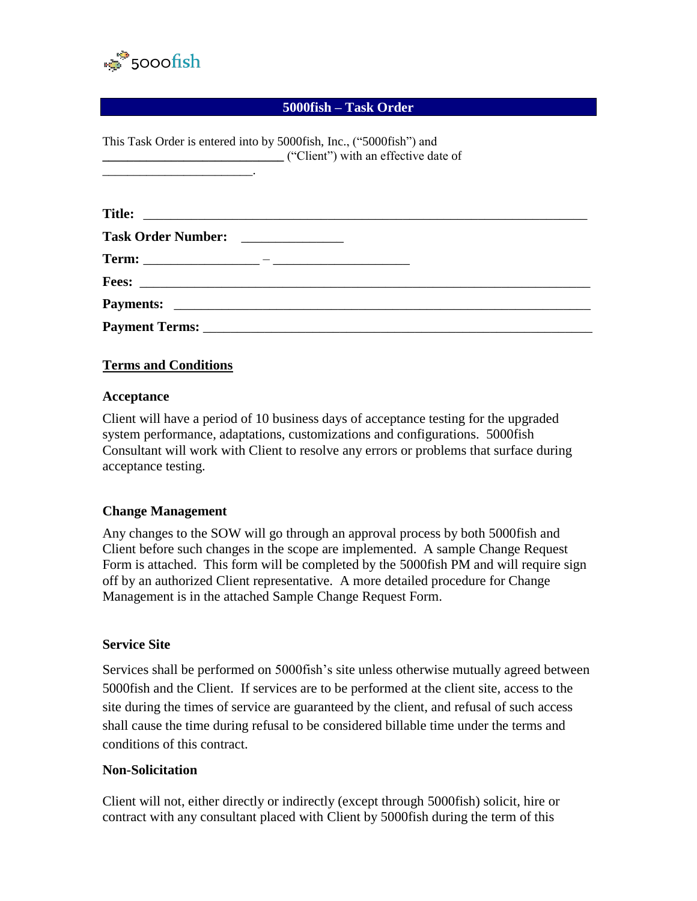5000fish

## 5000fish – Task Order

This Task Order is entered into by 5000fish, Inc., (“5000fish”) and ____________________________ (“Client”) with an effective date of ________________________.

**Title:** ___________________________________________________________________

**Task Order Number:** _______________

**Term:** _________________ – ____________________

**Fees:** ____________________________________________________________________

**Payments:** _______________________________________________________________

**Payment Terms:** __________________________________________________________

**Terms and Conditions**

### Acceptance

Client will have a period of 10 business days of acceptance testing for the upgraded system performance, adaptations, customizations and configurations. 5000fish Consultant will work with Client to resolve any errors or problems that surface during acceptance testing.

### Change Management

Any changes to the SOW will go through an approval process by both 5000fish and Client before such changes in the scope are implemented. A sample Change Request Form is attached. This form will be completed by the 5000fish PM and will require sign off by an authorized Client representative. A more detailed procedure for Change Management is in the attached Sample Change Request Form.

### Service Site

Services shall be performed on 5000fish’s site unless otherwise mutually agreed between 5000fish and the Client. If services are to be performed at the client site, access to the site during the times of service are guaranteed by the client, and refusal of such access shall cause the time during refusal to be considered billable time under the terms and conditions of this contract.

### Non-Solicitation

Client will not, either directly or indirectly (except through 5000fish) solicit, hire or contract with any consultant placed with Client by 5000fish during the term of this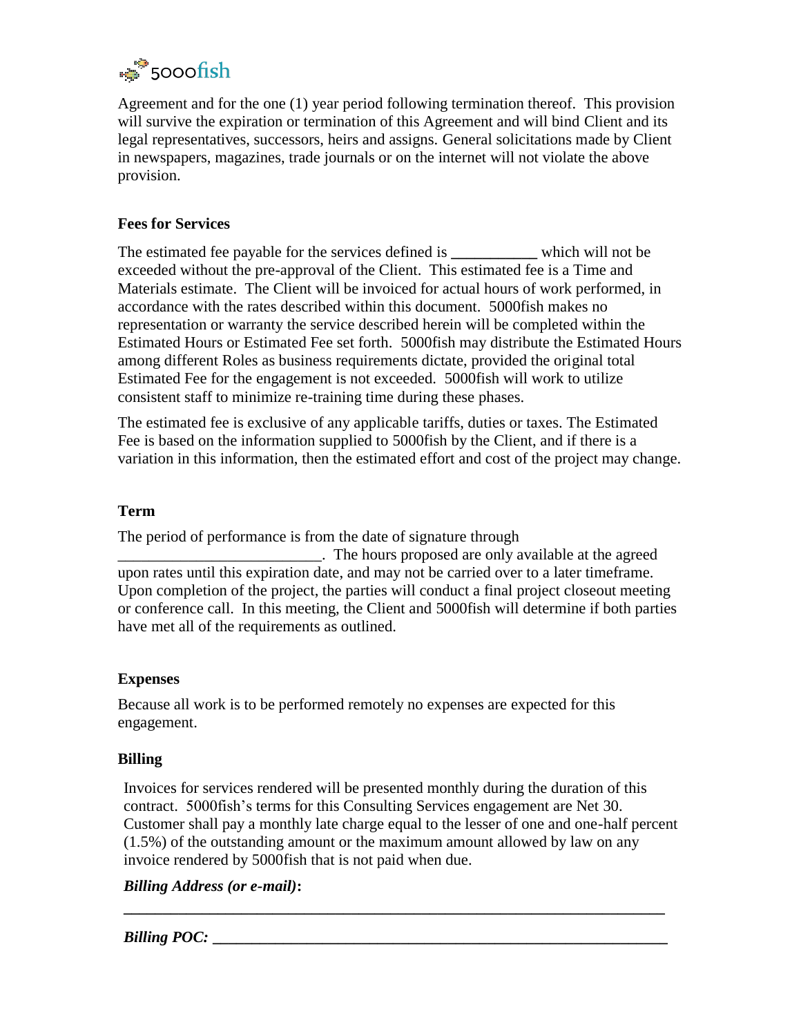Agreement and for the one (1) year period following termination thereof. This provision will survive the expiration or termination of this Agreement and will bind Client and its legal representatives, successors, heirs and assigns. General solicitations made by Client in newspapers, magazines, trade journals or on the internet will not violate the above provision.

**Fees for Services**

The estimated fee payable for the services defined is **___________** which will not be exceeded without the pre-approval of the Client. This estimated fee is a Time and Materials estimate. The Client will be invoiced for actual hours of work performed, in accordance with the rates described within this document. 5000fish makes no representation or warranty the service described herein will be completed within the Estimated Hours or Estimated Fee set forth. 5000fish may distribute the Estimated Hours among different Roles as business requirements dictate, provided the original total Estimated Fee for the engagement is not exceeded. 5000fish will work to utilize consistent staff to minimize re-training time during these phases.

The estimated fee is exclusive of any applicable tariffs, duties or taxes. The Estimated Fee is based on the information supplied to 5000fish by the Client, and if there is a variation in this information, then the estimated effort and cost of the project may change.

**Term**

The period of performance is from the date of signature through _________________________. The hours proposed are only available at the agreed upon rates until this expiration date, and may not be carried over to a later timeframe. Upon completion of the project, the parties will conduct a final project closeout meeting or conference call. In this meeting, the Client and 5000fish will determine if both parties have met all of the requirements as outlined.

**Expenses**

Because all work is to be performed remotely no expenses are expected for this engagement.

**Billing**

Invoices for services rendered will be presented monthly during the duration of this contract. 5000fish's terms for this Consulting Services engagement are Net 30. Customer shall pay a monthly late charge equal to the lesser of one and one-half percent (1.5%) of the outstanding amount or the maximum amount allowed by law on any invoice rendered by 5000fish that is not paid when due.

***Billing Address (or e-mail)*:**

**______________________________________________________________________**

***Billing POC:* ____________________________________________________________**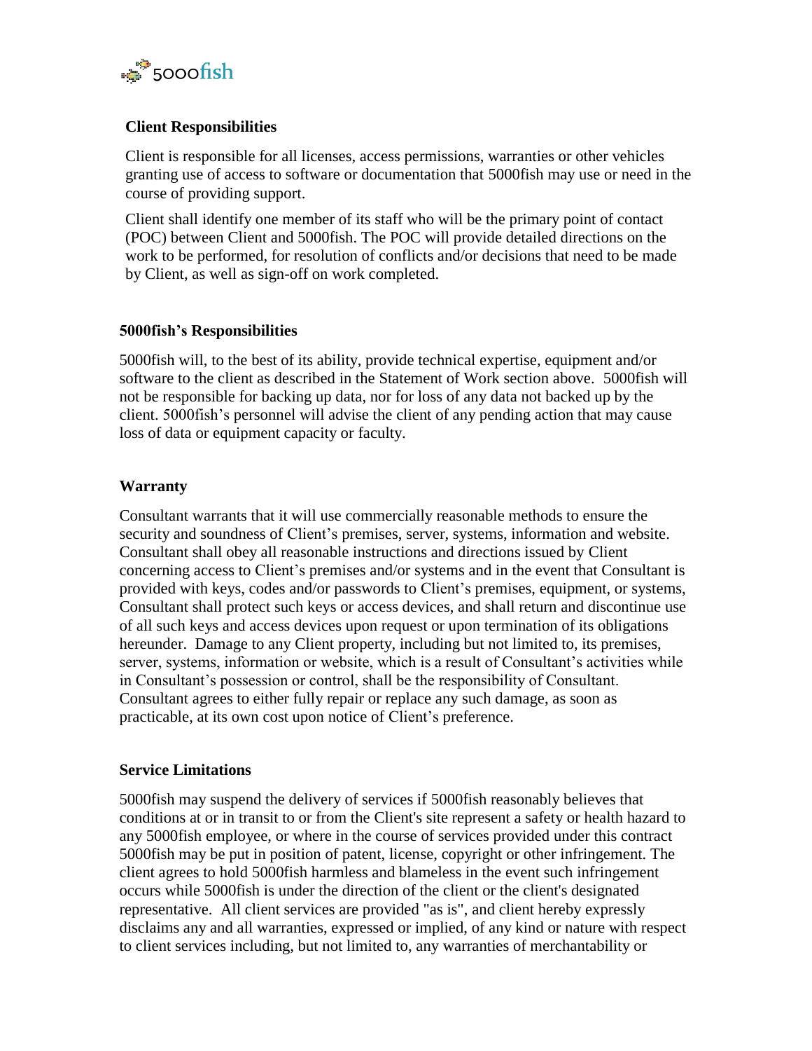### Client Responsibilities

Client is responsible for all licenses, access permissions, warranties or other vehicles granting use of access to software or documentation that 5000fish may use or need in the course of providing support.

Client shall identify one member of its staff who will be the primary point of contact (POC) between Client and 5000fish. The POC will provide detailed directions on the work to be performed, for resolution of conflicts and/or decisions that need to be made by Client, as well as sign-off on work completed.

### 5000fish's Responsibilities

5000fish will, to the best of its ability, provide technical expertise, equipment and/or software to the client as described in the Statement of Work section above. 5000fish will not be responsible for backing up data, nor for loss of any data not backed up by the client. 5000fish's personnel will advise the client of any pending action that may cause loss of data or equipment capacity or faculty.

### Warranty

Consultant warrants that it will use commercially reasonable methods to ensure the security and soundness of Client's premises, server, systems, information and website. Consultant shall obey all reasonable instructions and directions issued by Client concerning access to Client's premises and/or systems and in the event that Consultant is provided with keys, codes and/or passwords to Client's premises, equipment, or systems, Consultant shall protect such keys or access devices, and shall return and discontinue use of all such keys and access devices upon request or upon termination of its obligations hereunder. Damage to any Client property, including but not limited to, its premises, server, systems, information or website, which is a result of Consultant's activities while in Consultant's possession or control, shall be the responsibility of Consultant. Consultant agrees to either fully repair or replace any such damage, as soon as practicable, at its own cost upon notice of Client's preference.

### Service Limitations

5000fish may suspend the delivery of services if 5000fish reasonably believes that conditions at or in transit to or from the Client's site represent a safety or health hazard to any 5000fish employee, or where in the course of services provided under this contract 5000fish may be put in position of patent, license, copyright or other infringement. The client agrees to hold 5000fish harmless and blameless in the event such infringement occurs while 5000fish is under the direction of the client or the client's designated representative. All client services are provided "as is", and client hereby expressly disclaims any and all warranties, expressed or implied, of any kind or nature with respect to client services including, but not limited to, any warranties of merchantability or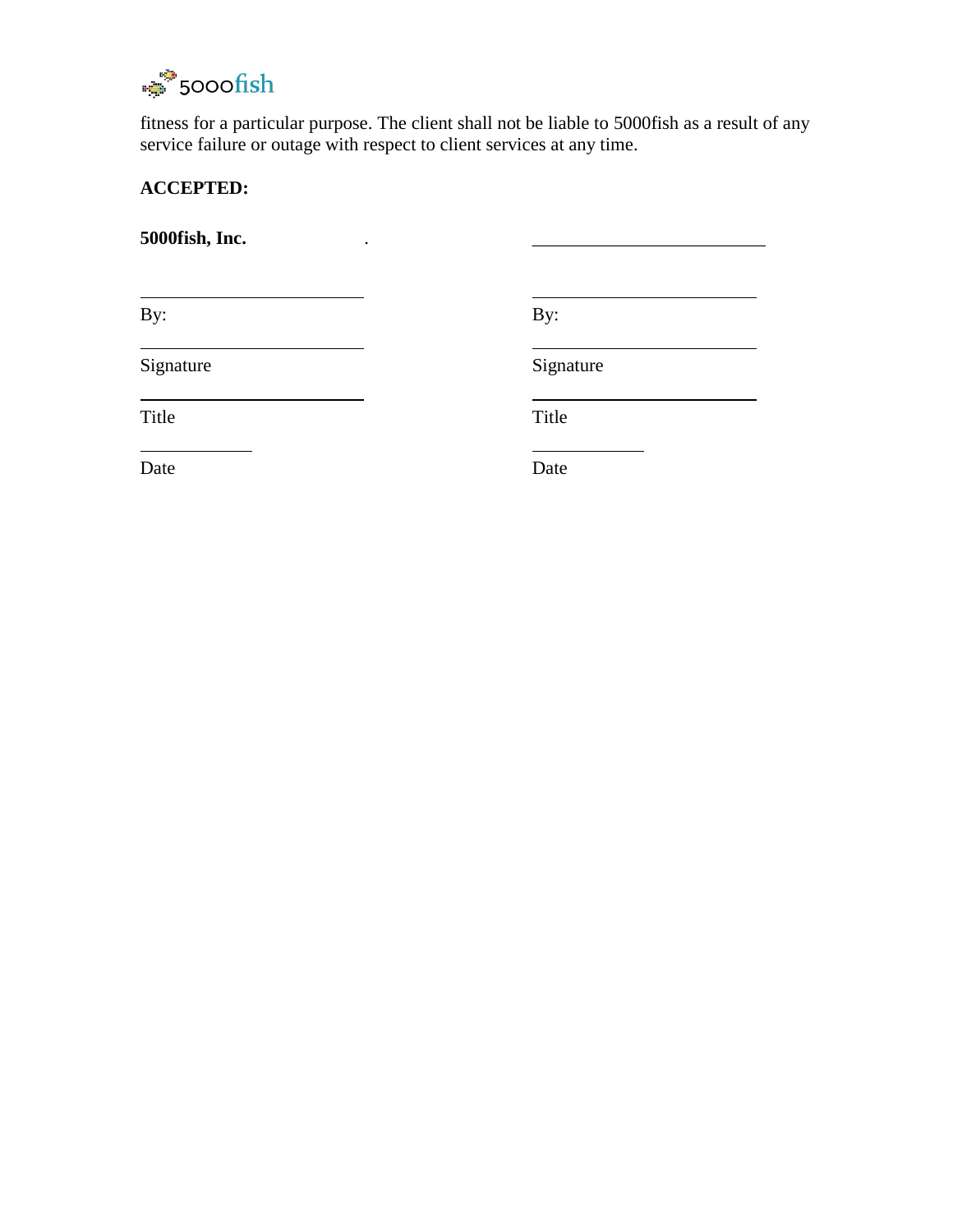fitness for a particular purpose. The client shall not be liable to 5000fish as a result of any service failure or outage with respect to client services at any time.

**ACCEPTED:**

| **5000fish, Inc.** | _________________________ |
|---|---|
| | |
| By: ______________________ | By: ______________________ |
| Signature ______________________ | Signature ______________________ |
| Title ______________________ | Title ______________________ |
| Date ____________ | Date ____________ |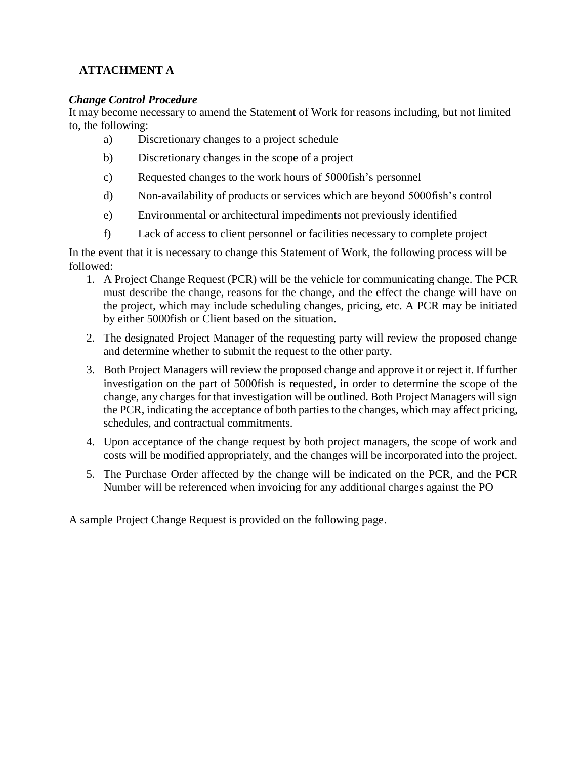# ATTACHMENT A

***Change Control Procedure***

It may become necessary to amend the Statement of Work for reasons including, but not limited to, the following:

a) Discretionary changes to a project schedule

b) Discretionary changes in the scope of a project

c) Requested changes to the work hours of 5000fish's personnel

d) Non-availability of products or services which are beyond 5000fish's control

e) Environmental or architectural impediments not previously identified

f) Lack of access to client personnel or facilities necessary to complete project

In the event that it is necessary to change this Statement of Work, the following process will be followed:

1. A Project Change Request (PCR) will be the vehicle for communicating change. The PCR must describe the change, reasons for the change, and the effect the change will have on the project, which may include scheduling changes, pricing, etc. A PCR may be initiated by either 5000fish or Client based on the situation.
2. The designated Project Manager of the requesting party will review the proposed change and determine whether to submit the request to the other party.
3. Both Project Managers will review the proposed change and approve it or reject it. If further investigation on the part of 5000fish is requested, in order to determine the scope of the change, any charges for that investigation will be outlined. Both Project Managers will sign the PCR, indicating the acceptance of both parties to the changes, which may affect pricing, schedules, and contractual commitments.
4. Upon acceptance of the change request by both project managers, the scope of work and costs will be modified appropriately, and the changes will be incorporated into the project.
5. The Purchase Order affected by the change will be indicated on the PCR, and the PCR Number will be referenced when invoicing for any additional charges against the PO

A sample Project Change Request is provided on the following page.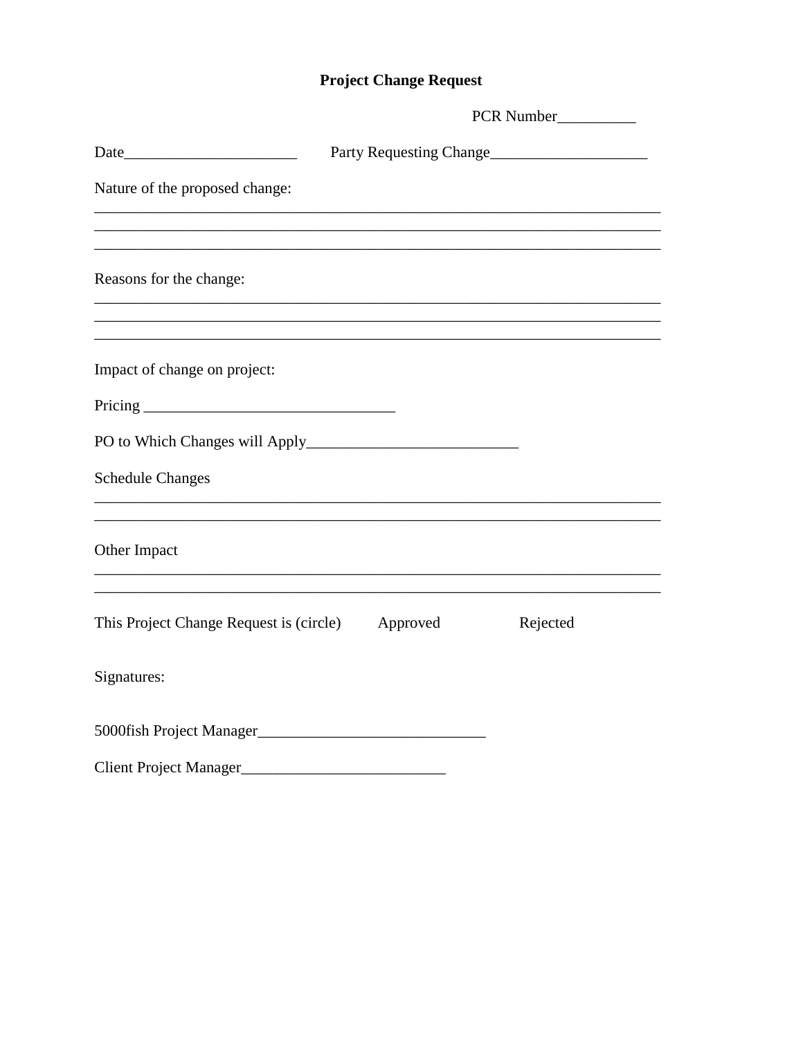**Project Change Request**

PCR Number__________

Date______________________ Party Requesting Change____________________

Nature of the proposed change:
___________________________________________________________________________
___________________________________________________________________________
___________________________________________________________________________

Reasons for the change:
___________________________________________________________________________
___________________________________________________________________________
___________________________________________________________________________

Impact of change on project:

Pricing ________________________________

PO to Which Changes will Apply___________________________

Schedule Changes
___________________________________________________________________________
___________________________________________________________________________

Other Impact
___________________________________________________________________________
___________________________________________________________________________

This Project Change Request is (circle) Approved Rejected

Signatures:

5000fish Project Manager_____________________________

Client Project Manager__________________________